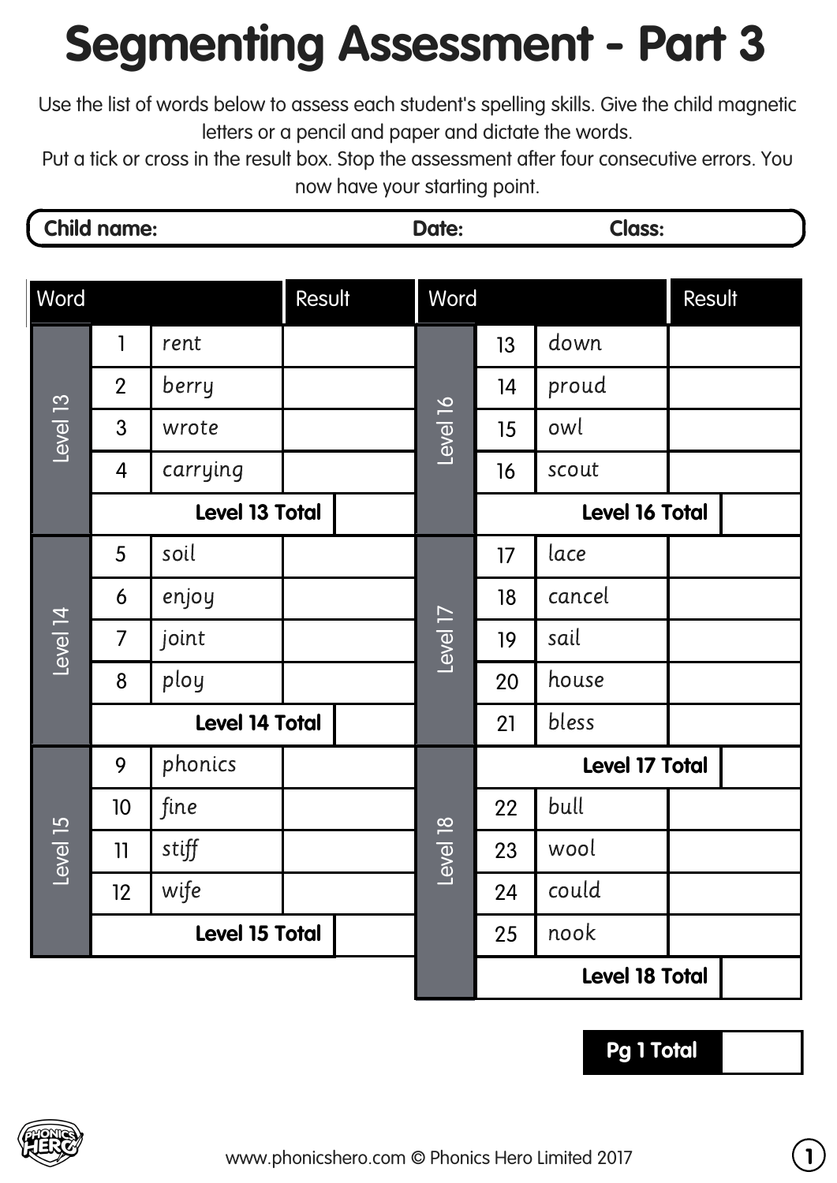# Segmenting Assessment - Part 3

Use the list of words below to assess each student's spelling skills. Give the child magnetic letters or a pencil and paper and dictate the words.
Put a tick or cross in the result box. Stop the assessment after four consecutive errors. You now have your starting point.

**Child name:** **Date:** **Class:**

| Level | # | Word | Result |
|---|---|---|---|
| Level 13 | 1 | rent | |
| | 2 | berry | |
| | 3 | wrote | |
| | 4 | carrying | |
| | | **Level 13 Total** | |
| Level 14 | 5 | soil | |
| | 6 | enjoy | |
| | 7 | joint | |
| | 8 | ploy | |
| | | **Level 14 Total** | |
| Level 15 | 9 | phonics | |
| | 10 | fine | |
| | 11 | stiff | |
| | 12 | wife | |
| | | **Level 15 Total** | |

| Level | # | Word | Result |
|---|---|---|---|
| Level 16 | 13 | down | |
| | 14 | proud | |
| | 15 | owl | |
| | 16 | scout | |
| | | **Level 16 Total** | |
| Level 17 | 17 | lace | |
| | 18 | cancel | |
| | 19 | sail | |
| | 20 | house | |
| | 21 | bless | |
| | | **Level 17 Total** | |
| Level 18 | 22 | bull | |
| | 23 | wool | |
| | 24 | could | |
| | 25 | nook | |
| | | **Level 18 Total** | |

| **Pg 1 Total** | |
|---|---|

www.phonicshero.com © Phonics Hero Limited 2017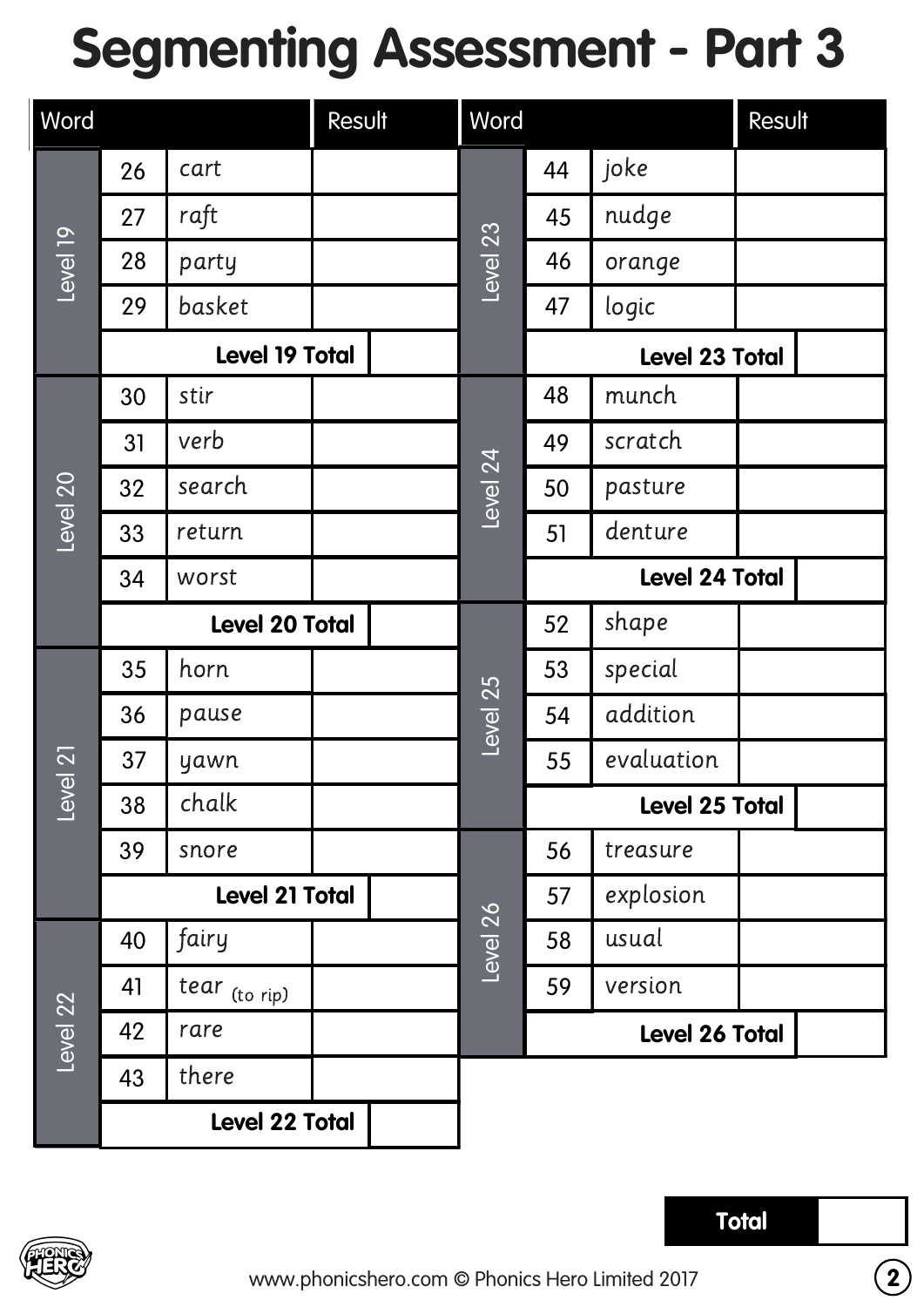# Segmenting Assessment - Part 3

| Word | | | Result |
|---|---|---|---|
| Level 19 | 26 | cart | |
| | 27 | raft | |
| | 28 | party | |
| | 29 | basket | |
| | | **Level 19 Total** | |
| Level 20 | 30 | stir | |
| | 31 | verb | |
| | 32 | search | |
| | 33 | return | |
| | 34 | worst | |
| | | **Level 20 Total** | |
| Level 21 | 35 | horn | |
| | 36 | pause | |
| | 37 | yawn | |
| | 38 | chalk | |
| | 39 | snore | |
| | | **Level 21 Total** | |
| Level 22 | 40 | fairy | |
| | 41 | tear (to rip) | |
| | 42 | rare | |
| | 43 | there | |
| | | **Level 22 Total** | |

| Word | | | Result |
|---|---|---|---|
| Level 23 | 44 | joke | |
| | 45 | nudge | |
| | 46 | orange | |
| | 47 | logic | |
| | | **Level 23 Total** | |
| Level 24 | 48 | munch | |
| | 49 | scratch | |
| | 50 | pasture | |
| | 51 | denture | |
| | | **Level 24 Total** | |
| Level 25 | 52 | shape | |
| | 53 | special | |
| | 54 | addition | |
| | 55 | evaluation | |
| | | **Level 25 Total** | |
| Level 26 | 56 | treasure | |
| | 57 | explosion | |
| | 58 | usual | |
| | 59 | version | |
| | | **Level 26 Total** | |

| | |
|---|---|
| **Total** | |

www.phonicshero.com © Phonics Hero Limited 2017